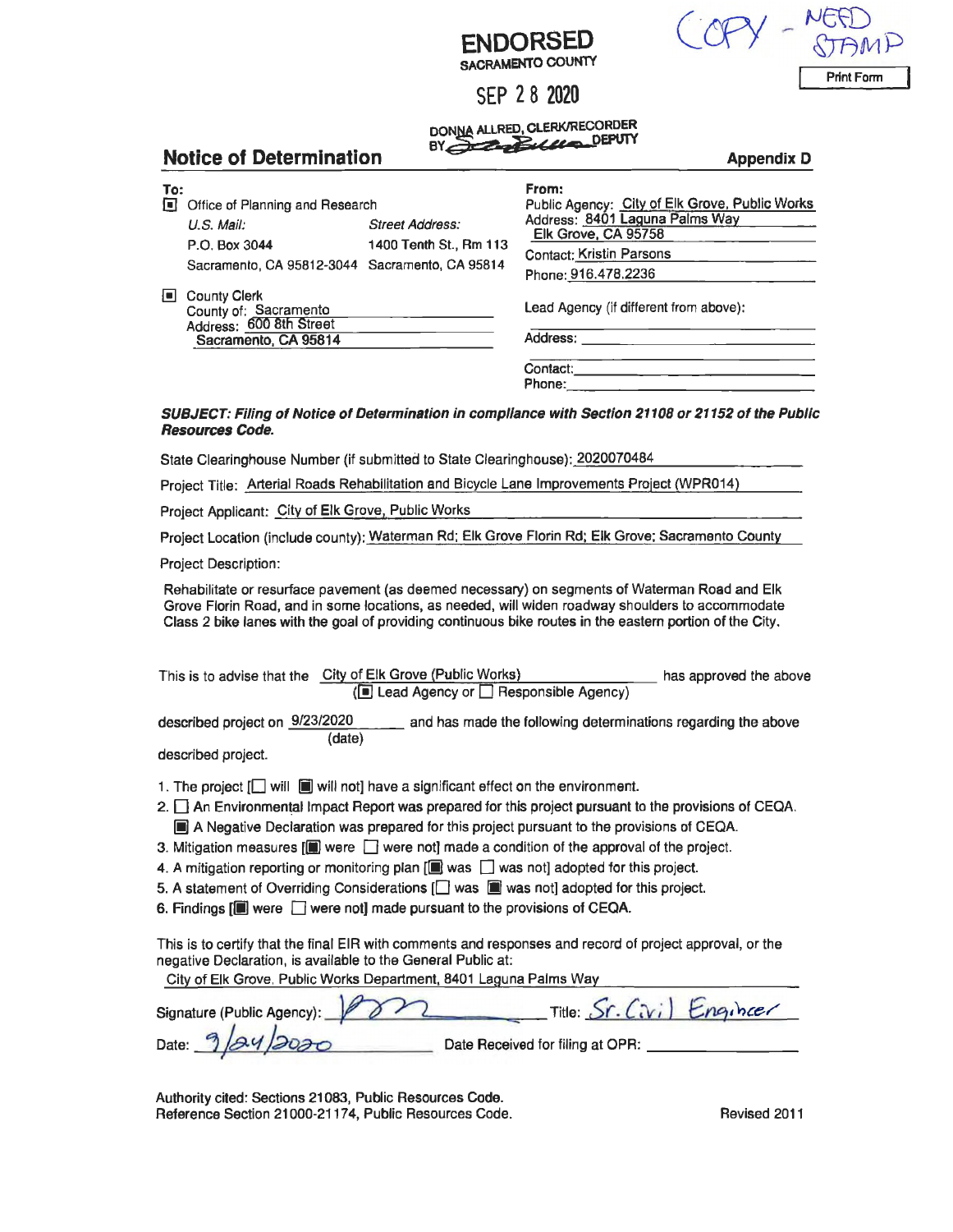COPY - NEED STAMP

Print Form

**ENDORSED**
SACRAMENTO COUNTY

SEP 28 2020

DONNA ALLRED, CLERK/RECORDER
BY _______ DEPUTY

## Notice of Determination

**Appendix D**

**To:**

[■] Office of Planning and Research

| U.S. Mail: | Street Address: |
|---|---|
| P.O. Box 3044 | 1400 Tenth St., Rm 113 |
| Sacramento, CA 95812-3044 | Sacramento, CA 95814 |

[■] County Clerk
County of: Sacramento
Address: 600 8th Street
Sacramento, CA 95814

**From:**

Public Agency: City of Elk Grove, Public Works
Address: 8401 Laguna Palms Way
Elk Grove, CA 95758
Contact: Kristin Parsons
Phone: 916.478.2236

Lead Agency (if different from above): ______
Address: ______
Contact: ______
Phone: ______

***SUBJECT: Filing of Notice of Determination in compliance with Section 21108 or 21152 of the Public Resources Code.***

State Clearinghouse Number (if submitted to State Clearinghouse): 2020070484

Project Title: Arterial Roads Rehabilitation and Bicycle Lane Improvements Project (WPR014)

Project Applicant: City of Elk Grove, Public Works

Project Location (include county): Waterman Rd; Elk Grove Florin Rd; Elk Grove; Sacramento County

Project Description:

Rehabilitate or resurface pavement (as deemed necessary) on segments of Waterman Road and Elk Grove Florin Road, and in some locations, as needed, will widen roadway shoulders to accommodate Class 2 bike lanes with the goal of providing continuous bike routes in the eastern portion of the City.

This is to advise that the City of Elk Grove (Public Works) ([■] Lead Agency or [ ] Responsible Agency) has approved the above described project on 9/23/2020 (date) and has made the following determinations regarding the above described project.

1. The project [ ] will [■] will not] have a significant effect on the environment.
2. [ ] An Environmental Impact Report was prepared for this project pursuant to the provisions of CEQA.
   [■] A Negative Declaration was prepared for this project pursuant to the provisions of CEQA.
3. Mitigation measures [[■] were [ ] were not] made a condition of the approval of the project.
4. A mitigation reporting or monitoring plan [[■] was [ ] was not] adopted for this project.
5. A statement of Overriding Considerations [[ ] was [■] was not] adopted for this project.
6. Findings [[■] were [ ] were not] made pursuant to the provisions of CEQA.

This is to certify that the final EIR with comments and responses and record of project approval, or the negative Declaration, is available to the General Public at:

City of Elk Grove, Public Works Department, 8401 Laguna Palms Way

Signature (Public Agency): [signature] Title: Sr. Civil Engineer

Date: 9/24/2020 Date Received for filing at OPR: ______

Authority cited: Sections 21083, Public Resources Code.
Reference Section 21000-21174, Public Resources Code.

Revised 2011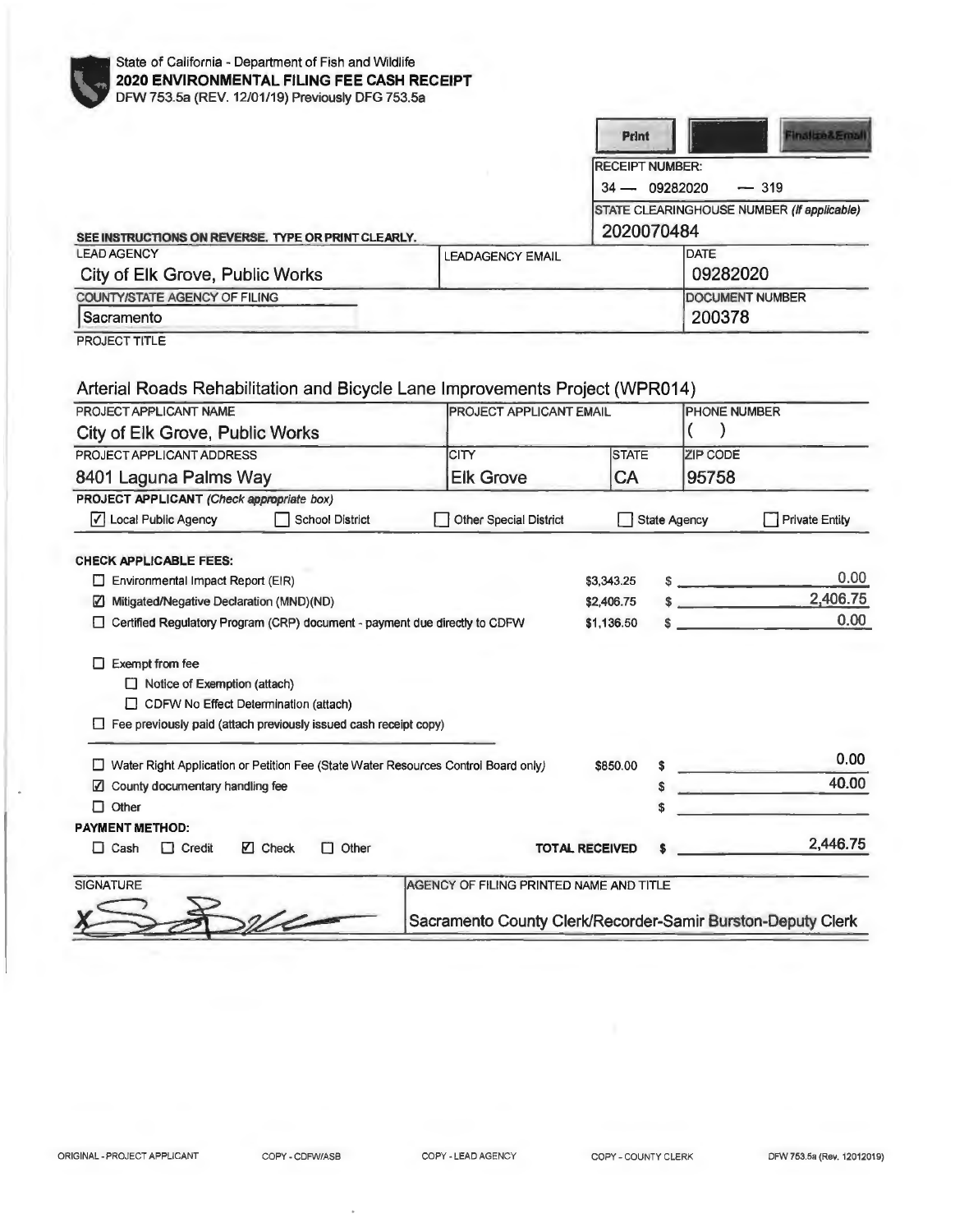State of California - Department of Fish and Wildlife
**2020 ENVIRONMENTAL FILING FEE CASH RECEIPT**
DFW 753.5a (REV. 12/01/19) Previously DFG 753.5a

Print | | Finalize&Email

RECEIPT NUMBER:
34 — 09282020 — 319

STATE CLEARINGHOUSE NUMBER (If applicable)
2020070484

SEE INSTRUCTIONS ON REVERSE. TYPE OR PRINT CLEARLY.

| LEAD AGENCY | LEADAGENCY EMAIL | DATE |
|---|---|---|
| City of Elk Grove, Public Works | | 09282020 |
| COUNTY/STATE AGENCY OF FILING | | DOCUMENT NUMBER |
| Sacramento | | 200378 |

PROJECT TITLE

Arterial Roads Rehabilitation and Bicycle Lane Improvements Project (WPR014)

| PROJECT APPLICANT NAME | PROJECT APPLICANT EMAIL | | PHONE NUMBER |
|---|---|---|---|
| City of Elk Grove, Public Works | | | ( ) |
| PROJECT APPLICANT ADDRESS | CITY | STATE | ZIP CODE |
| 8401 Laguna Palms Way | Elk Grove | CA | 95758 |

PROJECT APPLICANT (Check appropriate box)

☑ Local Public Agency ☐ School District ☐ Other Special District ☐ State Agency ☐ Private Entity

**CHECK APPLICABLE FEES:**

| | | |
|---|---|---|
| ☐ Environmental Impact Report (EIR) | $3,343.25 | $ 0.00 |
| ☑ Mitigated/Negative Declaration (MND)(ND) | $2,406.75 | $ 2,406.75 |
| ☐ Certified Regulatory Program (CRP) document - payment due directly to CDFW | $1,136.50 | $ 0.00 |

☐ Exempt from fee
- ☐ Notice of Exemption (attach)
- ☐ CDFW No Effect Determination (attach)

☐ Fee previously paid (attach previously issued cash receipt copy)

| | | |
|---|---|---|
| ☐ Water Right Application or Petition Fee (State Water Resources Control Board only) | $850.00 | $ 0.00 |
| ☑ County documentary handling fee | | $ 40.00 |
| ☐ Other | | $ |

**PAYMENT METHOD:**

☐ Cash ☐ Credit ☑ Check ☐ Other

**TOTAL RECEIVED** $ 2,446.75

| SIGNATURE | AGENCY OF FILING PRINTED NAME AND TITLE |
|---|---|
| X [signature] | Sacramento County Clerk/Recorder-Samir Burston-Deputy Clerk |

ORIGINAL - PROJECT APPLICANT COPY - CDFW/ASB COPY - LEAD AGENCY COPY - COUNTY CLERK DFW 753.5a (Rev. 12012019)